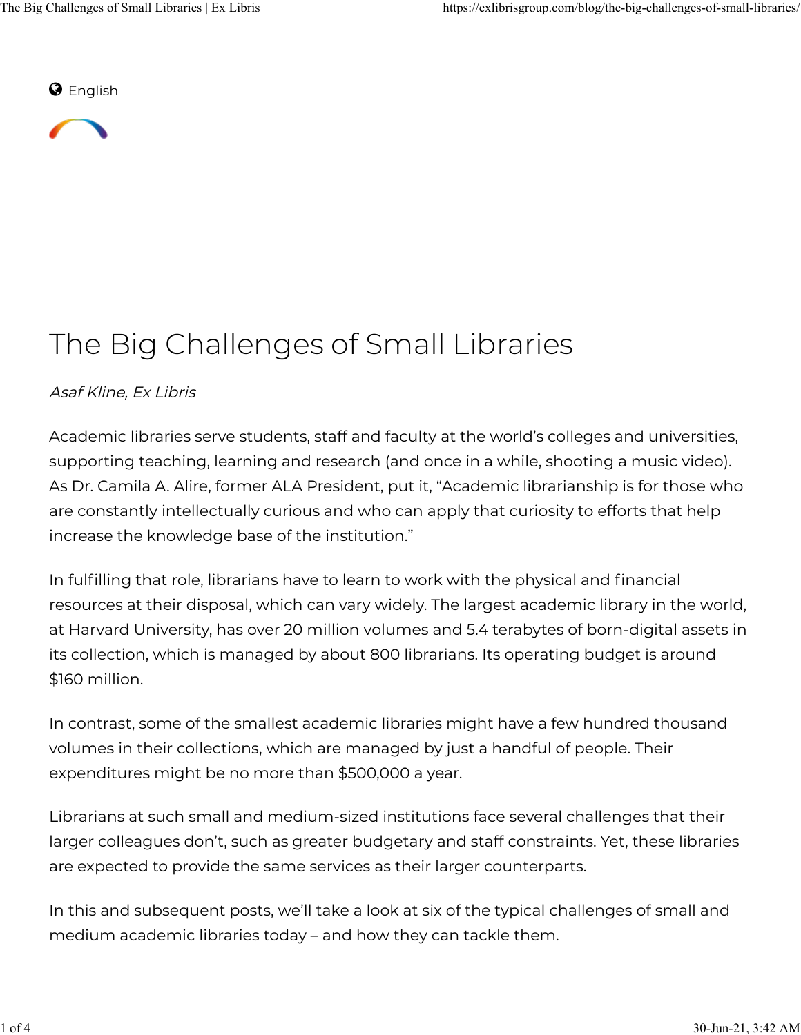English

# The Big Challenges of Small Libraries

*Asaf Kline, Ex Libris*

Academic libraries serve students, staff and faculty at the world's colleges and universities, supporting teaching, learning and research (and once in a while, shooting a music video). As Dr. Camila A. Alire, former ALA President, put it, "Academic librarianship is for those who are constantly intellectually curious and who can apply that curiosity to efforts that help increase the knowledge base of the institution."

In fulfilling that role, librarians have to learn to work with the physical and financial resources at their disposal, which can vary widely. The largest academic library in the world, at Harvard University, has over 20 million volumes and 5.4 terabytes of born-digital assets in its collection, which is managed by about 800 librarians. Its operating budget is around $160 million.

In contrast, some of the smallest academic libraries might have a few hundred thousand volumes in their collections, which are managed by just a handful of people. Their expenditures might be no more than $500,000 a year.

Librarians at such small and medium-sized institutions face several challenges that their larger colleagues don't, such as greater budgetary and staff constraints. Yet, these libraries are expected to provide the same services as their larger counterparts.

In this and subsequent posts, we'll take a look at six of the typical challenges of small and medium academic libraries today – and how they can tackle them.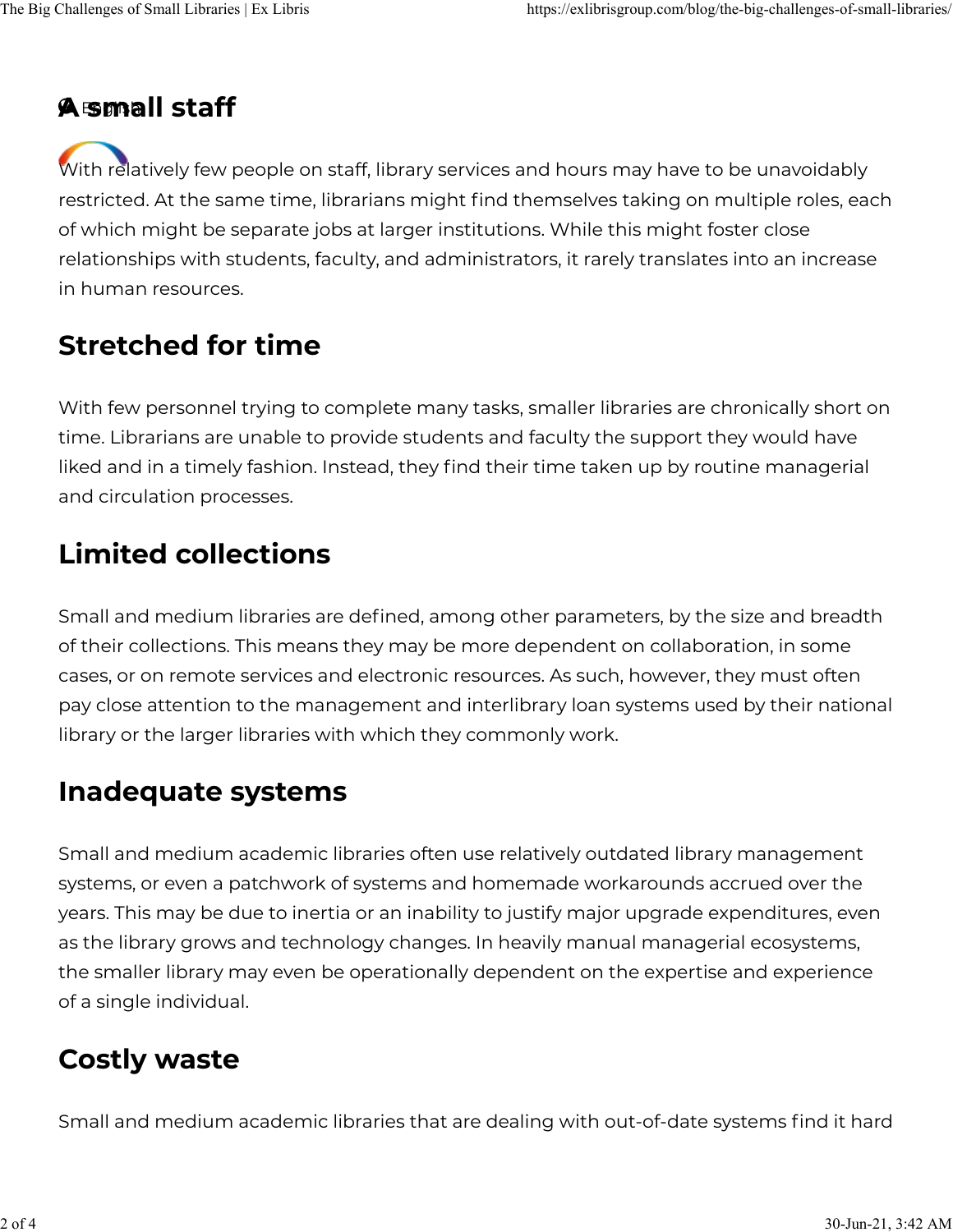## A small staff

With relatively few people on staff, library services and hours may have to be unavoidably restricted. At the same time, librarians might find themselves taking on multiple roles, each of which might be separate jobs at larger institutions. While this might foster close relationships with students, faculty, and administrators, it rarely translates into an increase in human resources.

## Stretched for time

With few personnel trying to complete many tasks, smaller libraries are chronically short on time. Librarians are unable to provide students and faculty the support they would have liked and in a timely fashion. Instead, they find their time taken up by routine managerial and circulation processes.

## Limited collections

Small and medium libraries are defined, among other parameters, by the size and breadth of their collections. This means they may be more dependent on collaboration, in some cases, or on remote services and electronic resources. As such, however, they must often pay close attention to the management and interlibrary loan systems used by their national library or the larger libraries with which they commonly work.

## Inadequate systems

Small and medium academic libraries often use relatively outdated library management systems, or even a patchwork of systems and homemade workarounds accrued over the years. This may be due to inertia or an inability to justify major upgrade expenditures, even as the library grows and technology changes. In heavily manual managerial ecosystems, the smaller library may even be operationally dependent on the expertise and experience of a single individual.

## Costly waste

Small and medium academic libraries that are dealing with out-of-date systems find it hard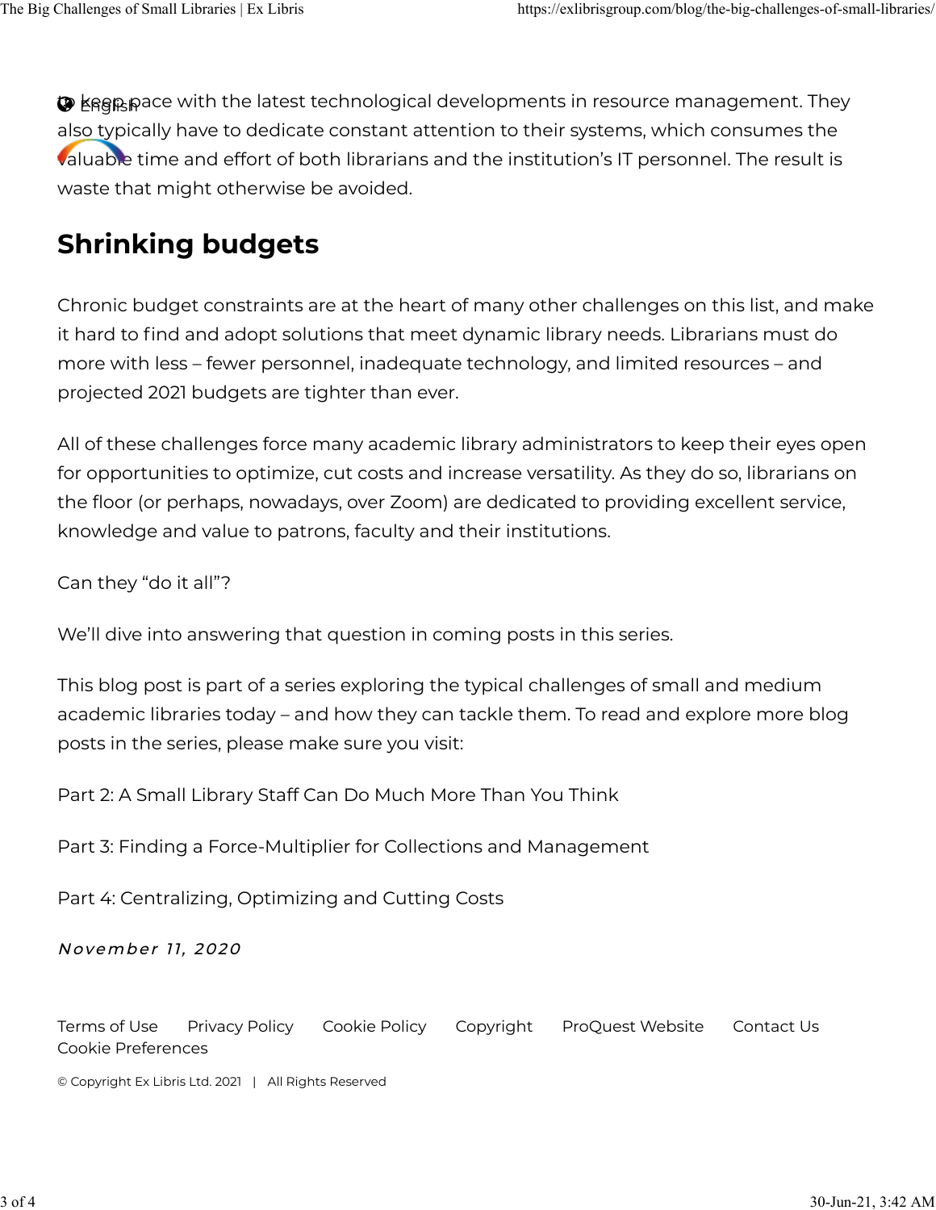to keep pace with the latest technological developments in resource management. They also typically have to dedicate constant attention to their systems, which consumes the valuable time and effort of both librarians and the institution's IT personnel. The result is waste that might otherwise be avoided.

## Shrinking budgets

Chronic budget constraints are at the heart of many other challenges on this list, and make it hard to find and adopt solutions that meet dynamic library needs. Librarians must do more with less – fewer personnel, inadequate technology, and limited resources – and projected 2021 budgets are tighter than ever.

All of these challenges force many academic library administrators to keep their eyes open for opportunities to optimize, cut costs and increase versatility. As they do so, librarians on the floor (or perhaps, nowadays, over Zoom) are dedicated to providing excellent service, knowledge and value to patrons, faculty and their institutions.

Can they "do it all"?

We'll dive into answering that question in coming posts in this series.

This blog post is part of a series exploring the typical challenges of small and medium academic libraries today – and how they can tackle them. To read and explore more blog posts in the series, please make sure you visit:

Part 2: A Small Library Staff Can Do Much More Than You Think

Part 3: Finding a Force-Multiplier for Collections and Management

Part 4: Centralizing, Optimizing and Cutting Costs

*November 11, 2020*

Terms of Use  Privacy Policy  Cookie Policy  Copyright  ProQuest Website  Contact Us
Cookie Preferences

© Copyright Ex Libris Ltd. 2021 | All Rights Reserved